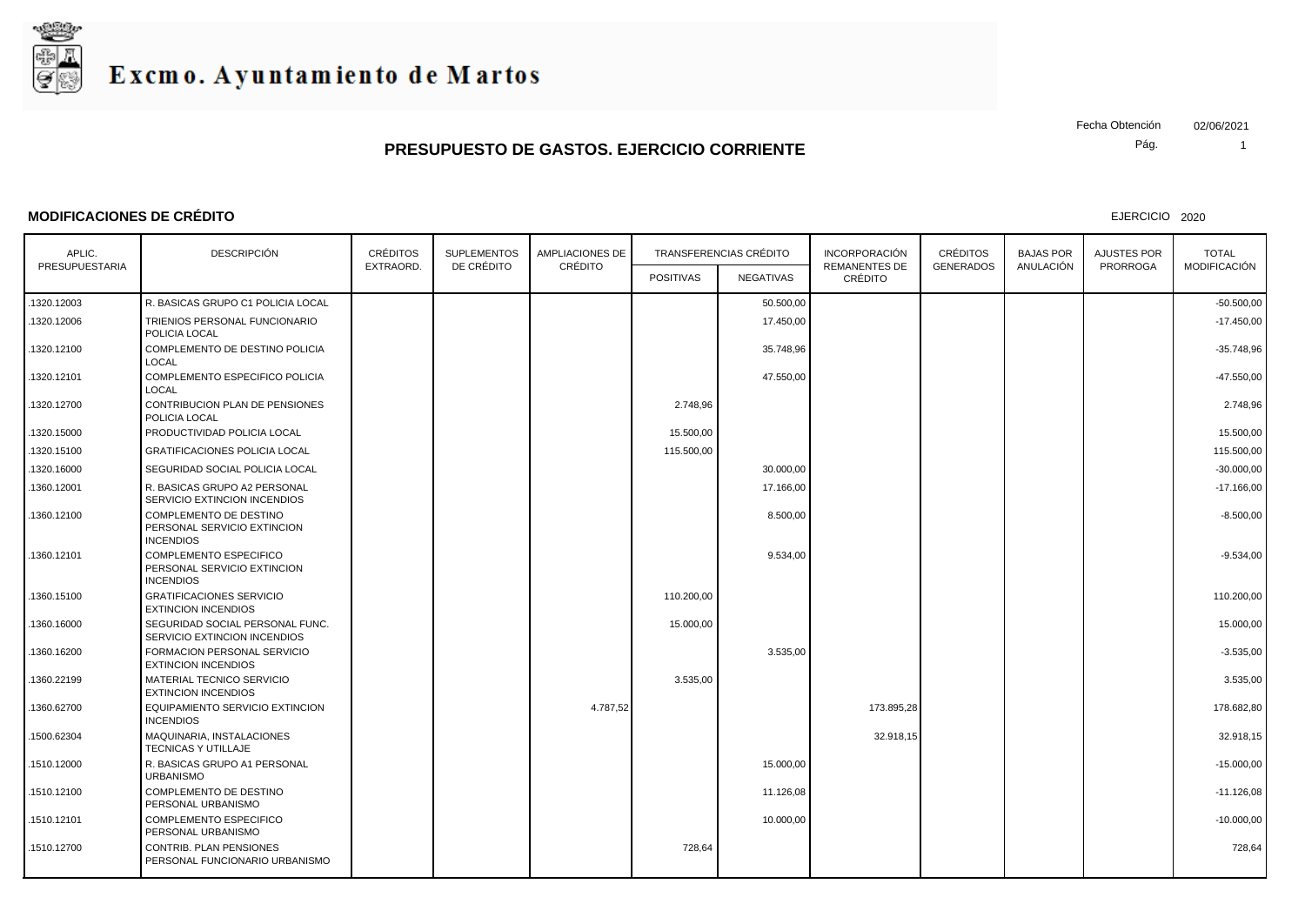# Excmo. Ayuntamiento de Martos

Fecha Obtención 02/06/2021

## PRESUPUESTO DE GASTOS. EJERCICIO CORRIENTE

### MODIFICACIONES DE CRÉDITO

EJERCICIO 2020

| APLIC. PRESUPUESTARIA | DESCRIPCIÓN | CRÉDITOS EXTRAORD. | SUPLEMENTOS DE CRÉDITO | AMPLIACIONES DE CRÉDITO | TRANSFERENCIAS CRÉDITO | | INCORPORACIÓN REMANENTES DE CRÉDITO | CRÉDITOS GENERADOS | BAJAS POR ANULACIÓN | AJUSTES POR PRORROGA | TOTAL MODIFICACIÓN |
|---|---|---|---|---|---|---|---|---|---|---|---|
| | | | | | POSITIVAS | NEGATIVAS | | | | | |
| .1320.12003 | R. BASICAS GRUPO C1 POLICIA LOCAL | | | | | 50.500,00 | | | | | -50.500,00 |
| .1320.12006 | TRIENIOS PERSONAL FUNCIONARIO POLICIA LOCAL | | | | | 17.450,00 | | | | | -17.450,00 |
| .1320.12100 | COMPLEMENTO DE DESTINO POLICIA LOCAL | | | | | 35.748,96 | | | | | -35.748,96 |
| .1320.12101 | COMPLEMENTO ESPECIFICO POLICIA LOCAL | | | | | 47.550,00 | | | | | -47.550,00 |
| .1320.12700 | CONTRIBUCION PLAN DE PENSIONES POLICIA LOCAL | | | | 2.748,96 | | | | | | 2.748,96 |
| .1320.15000 | PRODUCTIVIDAD POLICIA LOCAL | | | | 15.500,00 | | | | | | 15.500,00 |
| .1320.15100 | GRATIFICACIONES POLICIA LOCAL | | | | 115.500,00 | | | | | | 115.500,00 |
| .1320.16000 | SEGURIDAD SOCIAL POLICIA LOCAL | | | | | 30.000,00 | | | | | -30.000,00 |
| .1360.12001 | R. BASICAS GRUPO A2 PERSONAL SERVICIO EXTINCION INCENDIOS | | | | | 17.166,00 | | | | | -17.166,00 |
| .1360.12100 | COMPLEMENTO DE DESTINO PERSONAL SERVICIO EXTINCION INCENDIOS | | | | | 8.500,00 | | | | | -8.500,00 |
| .1360.12101 | COMPLEMENTO ESPECIFICO PERSONAL SERVICIO EXTINCION INCENDIOS | | | | | 9.534,00 | | | | | -9.534,00 |
| .1360.15100 | GRATIFICACIONES SERVICIO EXTINCION INCENDIOS | | | | 110.200,00 | | | | | | 110.200,00 |
| .1360.16000 | SEGURIDAD SOCIAL PERSONAL FUNC. SERVICIO EXTINCION INCENDIOS | | | | 15.000,00 | | | | | | 15.000,00 |
| .1360.16200 | FORMACION PERSONAL SERVICIO EXTINCION INCENDIOS | | | | | 3.535,00 | | | | | -3.535,00 |
| .1360.22199 | MATERIAL TECNICO SERVICIO EXTINCION INCENDIOS | | | | 3.535,00 | | | | | | 3.535,00 |
| .1360.62700 | EQUIPAMIENTO SERVICIO EXTINCION INCENDIOS | | | 4.787,52 | | | 173.895,28 | | | | 178.682,80 |
| .1500.62304 | MAQUINARIA, INSTALACIONES TECNICAS Y UTILLAJE | | | | | | 32.918,15 | | | | 32.918,15 |
| .1510.12000 | R. BASICAS GRUPO A1 PERSONAL URBANISMO | | | | | 15.000,00 | | | | | -15.000,00 |
| .1510.12100 | COMPLEMENTO DE DESTINO PERSONAL URBANISMO | | | | | 11.126,08 | | | | | -11.126,08 |
| .1510.12101 | COMPLEMENTO ESPECIFICO PERSONAL URBANISMO | | | | | 10.000,00 | | | | | -10.000,00 |
| .1510.12700 | CONTRIB. PLAN PENSIONES PERSONAL FUNCIONARIO URBANISMO | | | | 728,64 | | | | | | 728,64 |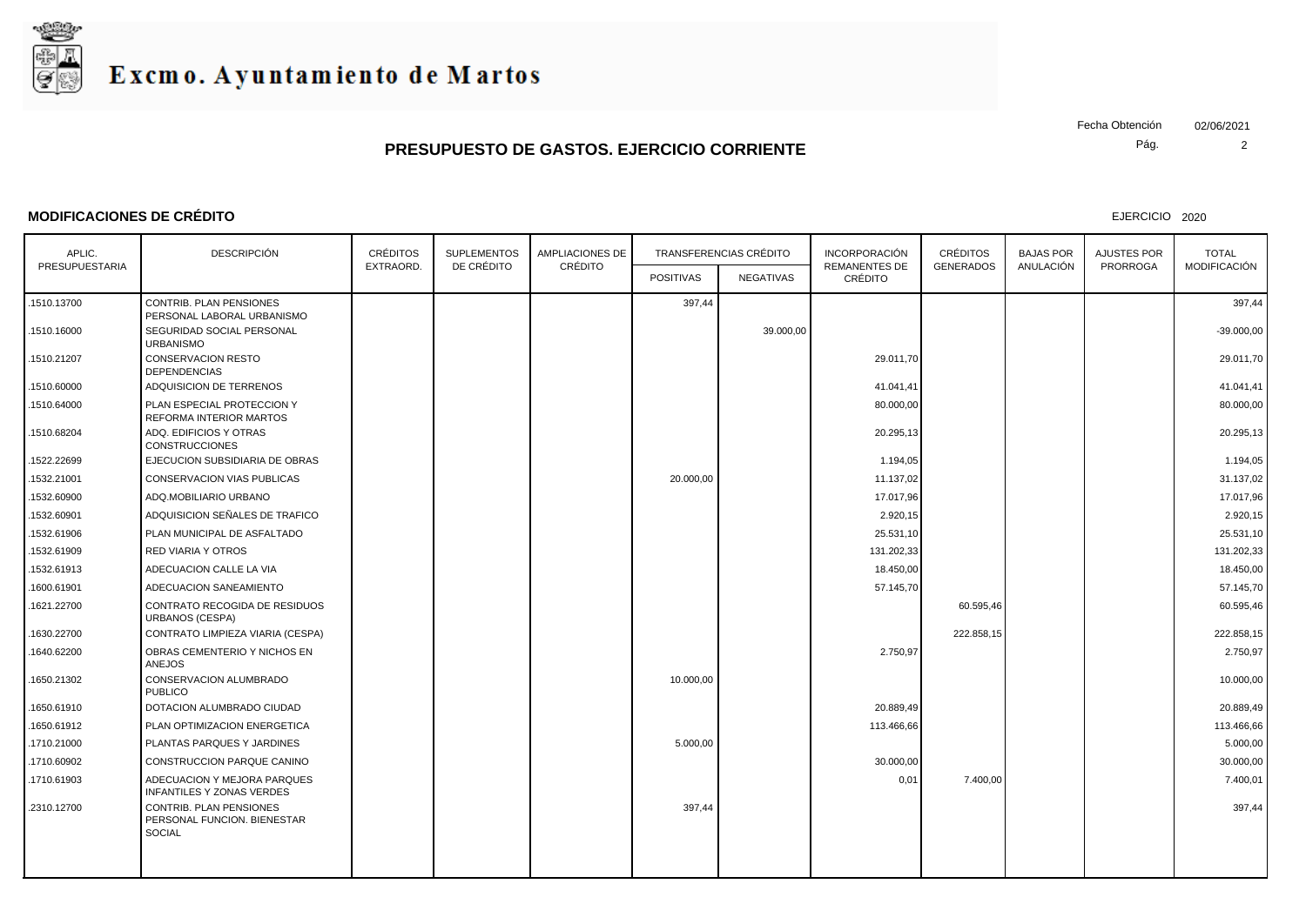# Excmo. Ayuntamiento de Martos

Fecha Obtención 02/06/2021

## PRESUPUESTO DE GASTOS. EJERCICIO CORRIENTE

### MODIFICACIONES DE CRÉDITO

EJERCICIO 2020

| APLIC. PRESUPUESTARIA | DESCRIPCIÓN | CRÉDITOS EXTRAORD. | SUPLEMENTOS DE CRÉDITO | AMPLIACIONES DE CRÉDITO | TRANSFERENCIAS CRÉDITO | | INCORPORACIÓN REMANENTES DE CRÉDITO | CRÉDITOS GENERADOS | BAJAS POR ANULACIÓN | AJUSTES POR PRORROGA | TOTAL MODIFICACIÓN |
|---|---|---|---|---|---|---|---|---|---|---|---|
| | | | | | POSITIVAS | NEGATIVAS | | | | | |
| .1510.13700 | CONTRIB. PLAN PENSIONES PERSONAL LABORAL URBANISMO | | | | 397,44 | | | | | | 397,44 |
| .1510.16000 | SEGURIDAD SOCIAL PERSONAL URBANISMO | | | | | 39.000,00 | | | | | -39.000,00 |
| .1510.21207 | CONSERVACION RESTO DEPENDENCIAS | | | | | | 29.011,70 | | | | 29.011,70 |
| .1510.60000 | ADQUISICION DE TERRENOS | | | | | | 41.041,41 | | | | 41.041,41 |
| .1510.64000 | PLAN ESPECIAL PROTECCION Y REFORMA INTERIOR MARTOS | | | | | | 80.000,00 | | | | 80.000,00 |
| .1510.68204 | ADQ. EDIFICIOS Y OTRAS CONSTRUCCIONES | | | | | | 20.295,13 | | | | 20.295,13 |
| .1522.22699 | EJECUCION SUBSIDIARIA DE OBRAS | | | | | | 1.194,05 | | | | 1.194,05 |
| .1532.21001 | CONSERVACION VIAS PUBLICAS | | | | 20.000,00 | | 11.137,02 | | | | 31.137,02 |
| .1532.60900 | ADQ.MOBILIARIO URBANO | | | | | | 17.017,96 | | | | 17.017,96 |
| .1532.60901 | ADQUISICION SEÑALES DE TRAFICO | | | | | | 2.920,15 | | | | 2.920,15 |
| .1532.61906 | PLAN MUNICIPAL DE ASFALTADO | | | | | | 25.531,10 | | | | 25.531,10 |
| .1532.61909 | RED VIARIA Y OTROS | | | | | | 131.202,33 | | | | 131.202,33 |
| .1532.61913 | ADECUACION CALLE LA VIA | | | | | | 18.450,00 | | | | 18.450,00 |
| .1600.61901 | ADECUACION SANEAMIENTO | | | | | | 57.145,70 | | | | 57.145,70 |
| .1621.22700 | CONTRATO RECOGIDA DE RESIDUOS URBANOS (CESPA) | | | | | | | 60.595,46 | | | 60.595,46 |
| .1630.22700 | CONTRATO LIMPIEZA VIARIA (CESPA) | | | | | | | 222.858,15 | | | 222.858,15 |
| .1640.62200 | OBRAS CEMENTERIO Y NICHOS EN ANEJOS | | | | | | 2.750,97 | | | | 2.750,97 |
| .1650.21302 | CONSERVACION ALUMBRADO PUBLICO | | | | 10.000,00 | | | | | | 10.000,00 |
| .1650.61910 | DOTACION ALUMBRADO CIUDAD | | | | | | 20.889,49 | | | | 20.889,49 |
| .1650.61912 | PLAN OPTIMIZACION ENERGETICA | | | | | | 113.466,66 | | | | 113.466,66 |
| .1710.21000 | PLANTAS PARQUES Y JARDINES | | | | 5.000,00 | | | | | | 5.000,00 |
| .1710.60902 | CONSTRUCCION PARQUE CANINO | | | | | | 30.000,00 | | | | 30.000,00 |
| .1710.61903 | ADECUACION Y MEJORA PARQUES INFANTILES Y ZONAS VERDES | | | | | | 0,01 | 7.400,00 | | | 7.400,01 |
| .2310.12700 | CONTRIB. PLAN PENSIONES PERSONAL FUNCION. BIENESTAR SOCIAL | | | | 397,44 | | | | | | 397,44 |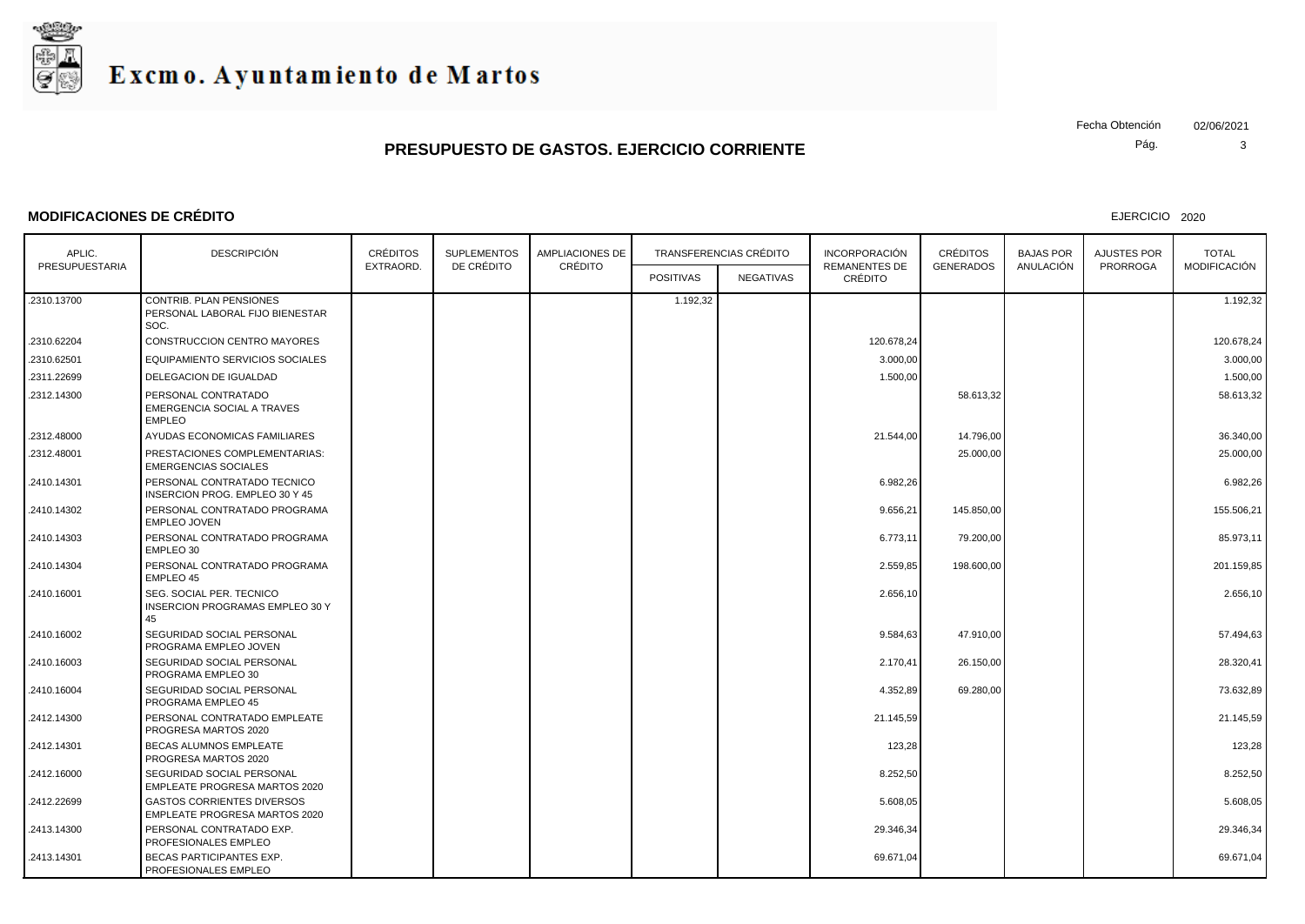# Excmo. Ayuntamiento de Martos

Fecha Obtención 02/06/2021

## PRESUPUESTO DE GASTOS. EJERCICIO CORRIENTE

### MODIFICACIONES DE CRÉDITO

EJERCICIO 2020

| APLIC. PRESUPUESTARIA | DESCRIPCIÓN | CRÉDITOS EXTRAORD. | SUPLEMENTOS DE CRÉDITO | AMPLIACIONES DE CRÉDITO | TRANSFERENCIAS CRÉDITO | | INCORPORACIÓN REMANENTES DE CRÉDITO | CRÉDITOS GENERADOS | BAJAS POR ANULACIÓN | AJUSTES POR PRORROGA | TOTAL MODIFICACIÓN |
|---|---|---|---|---|---|---|---|---|---|---|---|
| | | | | | POSITIVAS | NEGATIVAS | | | | | |
| .2310.13700 | CONTRIB. PLAN PENSIONES PERSONAL LABORAL FIJO BIENESTAR SOC. | | | | 1.192,32 | | | | | | 1.192,32 |
| .2310.62204 | CONSTRUCCION CENTRO MAYORES | | | | | | 120.678,24 | | | | 120.678,24 |
| .2310.62501 | EQUIPAMIENTO SERVICIOS SOCIALES | | | | | | 3.000,00 | | | | 3.000,00 |
| .2311.22699 | DELEGACION DE IGUALDAD | | | | | | 1.500,00 | | | | 1.500,00 |
| .2312.14300 | PERSONAL CONTRATADO EMERGENCIA SOCIAL A TRAVES EMPLEO | | | | | | | 58.613,32 | | | 58.613,32 |
| .2312.48000 | AYUDAS ECONOMICAS FAMILIARES | | | | | | 21.544,00 | 14.796,00 | | | 36.340,00 |
| .2312.48001 | PRESTACIONES COMPLEMENTARIAS: EMERGENCIAS SOCIALES | | | | | | | 25.000,00 | | | 25.000,00 |
| .2410.14301 | PERSONAL CONTRATADO TECNICO INSERCION PROG. EMPLEO 30 Y 45 | | | | | | 6.982,26 | | | | 6.982,26 |
| .2410.14302 | PERSONAL CONTRATADO PROGRAMA EMPLEO JOVEN | | | | | | 9.656,21 | 145.850,00 | | | 155.506,21 |
| .2410.14303 | PERSONAL CONTRATADO PROGRAMA EMPLEO 30 | | | | | | 6.773,11 | 79.200,00 | | | 85.973,11 |
| .2410.14304 | PERSONAL CONTRATADO PROGRAMA EMPLEO 45 | | | | | | 2.559,85 | 198.600,00 | | | 201.159,85 |
| .2410.16001 | SEG. SOCIAL PER. TECNICO INSERCION PROGRAMAS EMPLEO 30 Y 45 | | | | | | 2.656,10 | | | | 2.656,10 |
| .2410.16002 | SEGURIDAD SOCIAL PERSONAL PROGRAMA EMPLEO JOVEN | | | | | | 9.584,63 | 47.910,00 | | | 57.494,63 |
| .2410.16003 | SEGURIDAD SOCIAL PERSONAL PROGRAMA EMPLEO 30 | | | | | | 2.170,41 | 26.150,00 | | | 28.320,41 |
| .2410.16004 | SEGURIDAD SOCIAL PERSONAL PROGRAMA EMPLEO 45 | | | | | | 4.352,89 | 69.280,00 | | | 73.632,89 |
| .2412.14300 | PERSONAL CONTRATADO EMPLEATE PROGRESA MARTOS 2020 | | | | | | 21.145,59 | | | | 21.145,59 |
| .2412.14301 | BECAS ALUMNOS EMPLEATE PROGRESA MARTOS 2020 | | | | | | 123,28 | | | | 123,28 |
| .2412.16000 | SEGURIDAD SOCIAL PERSONAL EMPLEATE PROGRESA MARTOS 2020 | | | | | | 8.252,50 | | | | 8.252,50 |
| .2412.22699 | GASTOS CORRIENTES DIVERSOS EMPLEATE PROGRESA MARTOS 2020 | | | | | | 5.608,05 | | | | 5.608,05 |
| .2413.14300 | PERSONAL CONTRATADO EXP. PROFESIONALES EMPLEO | | | | | | 29.346,34 | | | | 29.346,34 |
| .2413.14301 | BECAS PARTICIPANTES EXP. PROFESIONALES EMPLEO | | | | | | 69.671,04 | | | | 69.671,04 |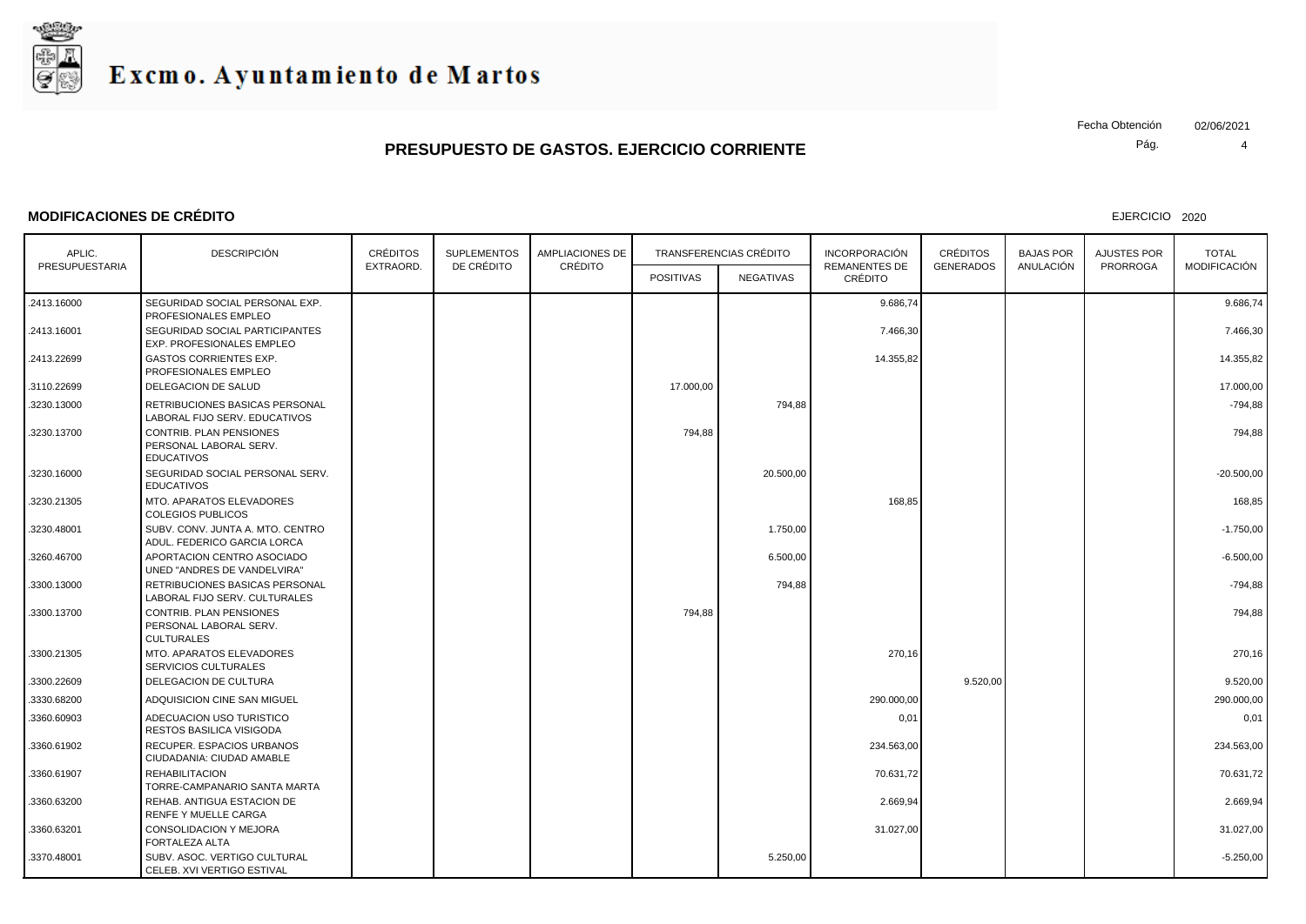# Excmo. Ayuntamiento de Martos

Fecha Obtención 02/06/2021

## PRESUPUESTO DE GASTOS. EJERCICIO CORRIENTE

### MODIFICACIONES DE CRÉDITO

EJERCICIO 2020

| APLIC. PRESUPUESTARIA | DESCRIPCIÓN | CRÉDITOS EXTRAORD. | SUPLEMENTOS DE CRÉDITO | AMPLIACIONES DE CRÉDITO | TRANSFERENCIAS CRÉDITO | | INCORPORACIÓN REMANENTES DE CRÉDITO | CRÉDITOS GENERADOS | BAJAS POR ANULACIÓN | AJUSTES POR PRORROGA | TOTAL MODIFICACIÓN |
|---|---|---|---|---|---|---|---|---|---|---|---|
| | | | | | POSITIVAS | NEGATIVAS | | | | | |
| .2413.16000 | SEGURIDAD SOCIAL PERSONAL EXP. PROFESIONALES EMPLEO | | | | | | 9.686,74 | | | | 9.686,74 |
| .2413.16001 | SEGURIDAD SOCIAL PARTICIPANTES EXP. PROFESIONALES EMPLEO | | | | | | 7.466,30 | | | | 7.466,30 |
| .2413.22699 | GASTOS CORRIENTES EXP. PROFESIONALES EMPLEO | | | | | | 14.355,82 | | | | 14.355,82 |
| .3110.22699 | DELEGACION DE SALUD | | | | 17.000,00 | | | | | | 17.000,00 |
| .3230.13000 | RETRIBUCIONES BASICAS PERSONAL LABORAL FIJO SERV. EDUCATIVOS | | | | | 794,88 | | | | | -794,88 |
| .3230.13700 | CONTRIB. PLAN PENSIONES PERSONAL LABORAL SERV. EDUCATIVOS | | | | 794,88 | | | | | | 794,88 |
| .3230.16000 | SEGURIDAD SOCIAL PERSONAL SERV. EDUCATIVOS | | | | | 20.500,00 | | | | | -20.500,00 |
| .3230.21305 | MTO. APARATOS ELEVADORES COLEGIOS PUBLICOS | | | | | | 168,85 | | | | 168,85 |
| .3230.48001 | SUBV. CONV. JUNTA A. MTO. CENTRO ADUL. FEDERICO GARCIA LORCA | | | | | 1.750,00 | | | | | -1.750,00 |
| .3260.46700 | APORTACION CENTRO ASOCIADO UNED "ANDRES DE VANDELVIRA" | | | | | 6.500,00 | | | | | -6.500,00 |
| .3300.13000 | RETRIBUCIONES BASICAS PERSONAL LABORAL FIJO SERV. CULTURALES | | | | | 794,88 | | | | | -794,88 |
| .3300.13700 | CONTRIB. PLAN PENSIONES PERSONAL LABORAL SERV. CULTURALES | | | | 794,88 | | | | | | 794,88 |
| .3300.21305 | MTO. APARATOS ELEVADORES SERVICIOS CULTURALES | | | | | | 270,16 | | | | 270,16 |
| .3300.22609 | DELEGACION DE CULTURA | | | | | | | 9.520,00 | | | 9.520,00 |
| .3330.68200 | ADQUISICION CINE SAN MIGUEL | | | | | | 290.000,00 | | | | 290.000,00 |
| .3360.60903 | ADECUACION USO TURISTICO RESTOS BASILICA VISIGODA | | | | | | 0,01 | | | | 0,01 |
| .3360.61902 | RECUPER. ESPACIOS URBANOS CIUDADANIA: CIUDAD AMABLE | | | | | | 234.563,00 | | | | 234.563,00 |
| .3360.61907 | REHABILITACION TORRE-CAMPANARIO SANTA MARTA | | | | | | 70.631,72 | | | | 70.631,72 |
| .3360.63200 | REHAB. ANTIGUA ESTACION DE RENFE Y MUELLE CARGA | | | | | | 2.669,94 | | | | 2.669,94 |
| .3360.63201 | CONSOLIDACION Y MEJORA FORTALEZA ALTA | | | | | | 31.027,00 | | | | 31.027,00 |
| .3370.48001 | SUBV. ASOC. VERTIGO CULTURAL CELEB. XVI VERTIGO ESTIVAL | | | | | 5.250,00 | | | | | -5.250,00 |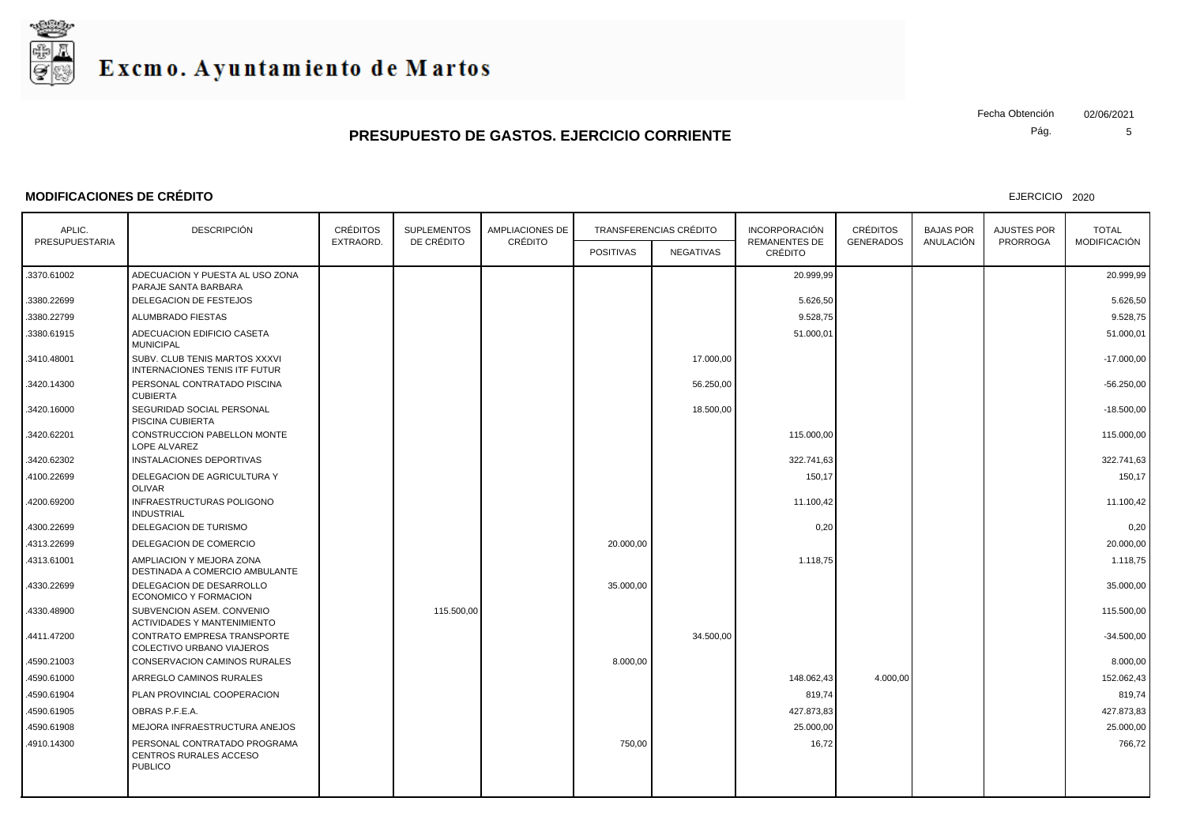# Excmo. Ayuntamiento de Martos

Fecha Obtención 02/06/2021

## PRESUPUESTO DE GASTOS. EJERCICIO CORRIENTE

**MODIFICACIONES DE CRÉDITO**

EJERCICIO 2020

| APLIC. PRESUPUESTARIA | DESCRIPCIÓN | CRÉDITOS EXTRAORD. | SUPLEMENTOS DE CRÉDITO | AMPLIACIONES DE CRÉDITO | TRANSFERENCIAS CRÉDITO | | INCORPORACIÓN REMANENTES DE CRÉDITO | CRÉDITOS GENERADOS | BAJAS POR ANULACIÓN | AJUSTES POR PRORROGA | TOTAL MODIFICACIÓN |
|---|---|---|---|---|---|---|---|---|---|---|---|
| | | | | | POSITIVAS | NEGATIVAS | | | | | |
| .3370.61002 | ADECUACION Y PUESTA AL USO ZONA PARAJE SANTA BARBARA | | | | | | 20.999,99 | | | | 20.999,99 |
| .3380.22699 | DELEGACION DE FESTEJOS | | | | | | 5.626,50 | | | | 5.626,50 |
| .3380.22799 | ALUMBRADO FIESTAS | | | | | | 9.528,75 | | | | 9.528,75 |
| .3380.61915 | ADECUACION EDIFICIO CASETA MUNICIPAL | | | | | | 51.000,01 | | | | 51.000,01 |
| .3410.48001 | SUBV. CLUB TENIS MARTOS XXXVI INTERNACIONES TENIS ITF FUTUR | | | | | 17.000,00 | | | | | -17.000,00 |
| .3420.14300 | PERSONAL CONTRATADO PISCINA CUBIERTA | | | | | 56.250,00 | | | | | -56.250,00 |
| .3420.16000 | SEGURIDAD SOCIAL PERSONAL PISCINA CUBIERTA | | | | | 18.500,00 | | | | | -18.500,00 |
| .3420.62201 | CONSTRUCCION PABELLON MONTE LOPE ALVAREZ | | | | | | 115.000,00 | | | | 115.000,00 |
| .3420.62302 | INSTALACIONES DEPORTIVAS | | | | | | 322.741,63 | | | | 322.741,63 |
| .4100.22699 | DELEGACION DE AGRICULTURA Y OLIVAR | | | | | | 150,17 | | | | 150,17 |
| .4200.69200 | INFRAESTRUCTURAS POLIGONO INDUSTRIAL | | | | | | 11.100,42 | | | | 11.100,42 |
| .4300.22699 | DELEGACION DE TURISMO | | | | | | 0,20 | | | | 0,20 |
| .4313.22699 | DELEGACION DE COMERCIO | | | | 20.000,00 | | | | | | 20.000,00 |
| .4313.61001 | AMPLIACION Y MEJORA ZONA DESTINADA A COMERCIO AMBULANTE | | | | | | 1.118,75 | | | | 1.118,75 |
| .4330.22699 | DELEGACION DE DESARROLLO ECONOMICO Y FORMACION | | | | 35.000,00 | | | | | | 35.000,00 |
| .4330.48900 | SUBVENCION ASEM. CONVENIO ACTIVIDADES Y MANTENIMIENTO | | 115.500,00 | | | | | | | | 115.500,00 |
| .4411.47200 | CONTRATO EMPRESA TRANSPORTE COLECTIVO URBANO VIAJEROS | | | | | 34.500,00 | | | | | -34.500,00 |
| .4590.21003 | CONSERVACION CAMINOS RURALES | | | | 8.000,00 | | | | | | 8.000,00 |
| .4590.61000 | ARREGLO CAMINOS RURALES | | | | | | 148.062,43 | 4.000,00 | | | 152.062,43 |
| .4590.61904 | PLAN PROVINCIAL COOPERACION | | | | | | 819,74 | | | | 819,74 |
| .4590.61905 | OBRAS P.F.E.A. | | | | | | 427.873,83 | | | | 427.873,83 |
| .4590.61908 | MEJORA INFRAESTRUCTURA ANEJOS | | | | | | 25.000,00 | | | | 25.000,00 |
| .4910.14300 | PERSONAL CONTRATADO PROGRAMA CENTROS RURALES ACCESO PUBLICO | | | | 750,00 | | 16,72 | | | | 766,72 |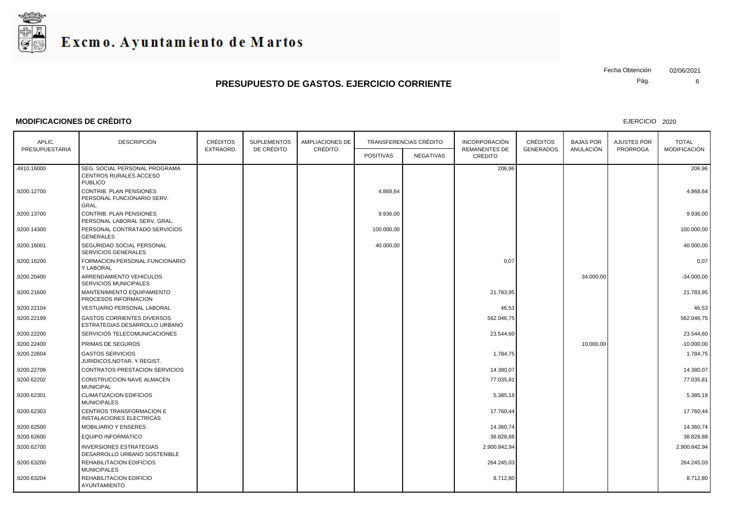# Excmo. Ayuntamiento de Martos

Fecha Obtención 02/06/2021

## PRESUPUESTO DE GASTOS. EJERCICIO CORRIENTE

### MODIFICACIONES DE CRÉDITO

EJERCICIO 2020

| APLIC. PRESUPUESTARIA | DESCRIPCIÓN | CRÉDITOS EXTRAORD. | SUPLEMENTOS DE CRÉDITO | AMPLIACIONES DE CRÉDITO | TRANSFERENCIAS CRÉDITO | | INCORPORACIÓN REMANENTES DE CRÉDITO | CRÉDITOS GENERADOS | BAJAS POR ANULACIÓN | AJUSTES POR PRORROGA | TOTAL MODIFICACIÓN |
|---|---|---|---|---|---|---|---|---|---|---|---|
| | | | | | POSITIVAS | NEGATIVAS | | | | | |
| .4910.16000 | SEG. SOCIAL PERSONAL PROGRAMA CENTROS RURALES ACCESO PUBLICO | | | | | | 206,96 | | | | 206,96 |
| .9200.12700 | CONTRIB. PLAN PENSIONES PERSONAL FUNCIONARIO SERV. GRAL. | | | | 4.868,64 | | | | | | 4.868,64 |
| .9200.13700 | CONTRIB. PLAN PENSIONES PERSONAL LABORAL SERV. GRAL. | | | | 9.936,00 | | | | | | 9.936,00 |
| .9200.14300 | PERSONAL CONTRATADO SERVICIOS GENERALES | | | | 100.000,00 | | | | | | 100.000,00 |
| .9200.16001 | SEGURIDAD SOCIAL PERSONAL SERVICIOS GENERALES | | | | 40.000,00 | | | | | | 40.000,00 |
| .9200.16200 | FORMACION PERSONAL FUNCIONARIO Y LABORAL | | | | | | 0,07 | | | | 0,07 |
| .9200.20400 | ARRENDAMIENTO VEHICULOS SERVICIOS MUNICIPALES | | | | | | | | 34.000,00 | | -34.000,00 |
| .9200.21600 | MANTENIMIENTO EQUIPAMIENTO PROCESOS INFORMACION | | | | | | 21.783,95 | | | | 21.783,95 |
| .9200.22104 | VESTUARIO PERSONAL LABORAL | | | | | | 46,53 | | | | 46,53 |
| .9200.22199 | GASTOS CORRIENTES DIVERSOS ESTRATEGIAS DESARROLLO URBANO | | | | | | 562.046,75 | | | | 562.046,75 |
| .9200.22200 | SERVICIOS TELECOMUNICACIONES | | | | | | 23.544,60 | | | | 23.544,60 |
| .9200.22400 | PRIMAS DE SEGUROS | | | | | | | | 10.000,00 | | -10.000,00 |
| .9200.22604 | GASTOS SERVICIOS JURIDICOS,NOTAR. Y REGIST. | | | | | | 1.784,75 | | | | 1.784,75 |
| .9200.22706 | CONTRATOS PRESTACION SERVICIOS | | | | | | 14.380,07 | | | | 14.380,07 |
| .9200.62202 | CONSTRUCCION NAVE ALMACEN MUNICIPAL | | | | | | 77.035,81 | | | | 77.035,81 |
| .9200.62301 | CLIMATIZACION EDIFICIOS MUNICIPALES | | | | | | 5.385,18 | | | | 5.385,18 |
| .9200.62303 | CENTROS TRANSFORMACION E INSTALACIONES ELECTRICAS | | | | | | 17.760,44 | | | | 17.760,44 |
| .9200.62500 | MOBILIARIO Y ENSERES | | | | | | 14.360,74 | | | | 14.360,74 |
| .9200.62600 | EQUIPO INFORMATICO | | | | | | 38.828,88 | | | | 38.828,88 |
| .9200.62700 | INVERSIONES ESTRATEGIAS DESARROLLO URBANO SOSTENIBLE | | | | | | 2.900.842,94 | | | | 2.900.842,94 |
| .9200.63200 | REHABILITACION EDIFICIOS MUNICIPALES | | | | | | 264.245,03 | | | | 264.245,03 |
| .9200.63204 | REHABILITACION EDIFICIO AYUNTAMIENTO | | | | | | 8.712,80 | | | | 8.712,80 |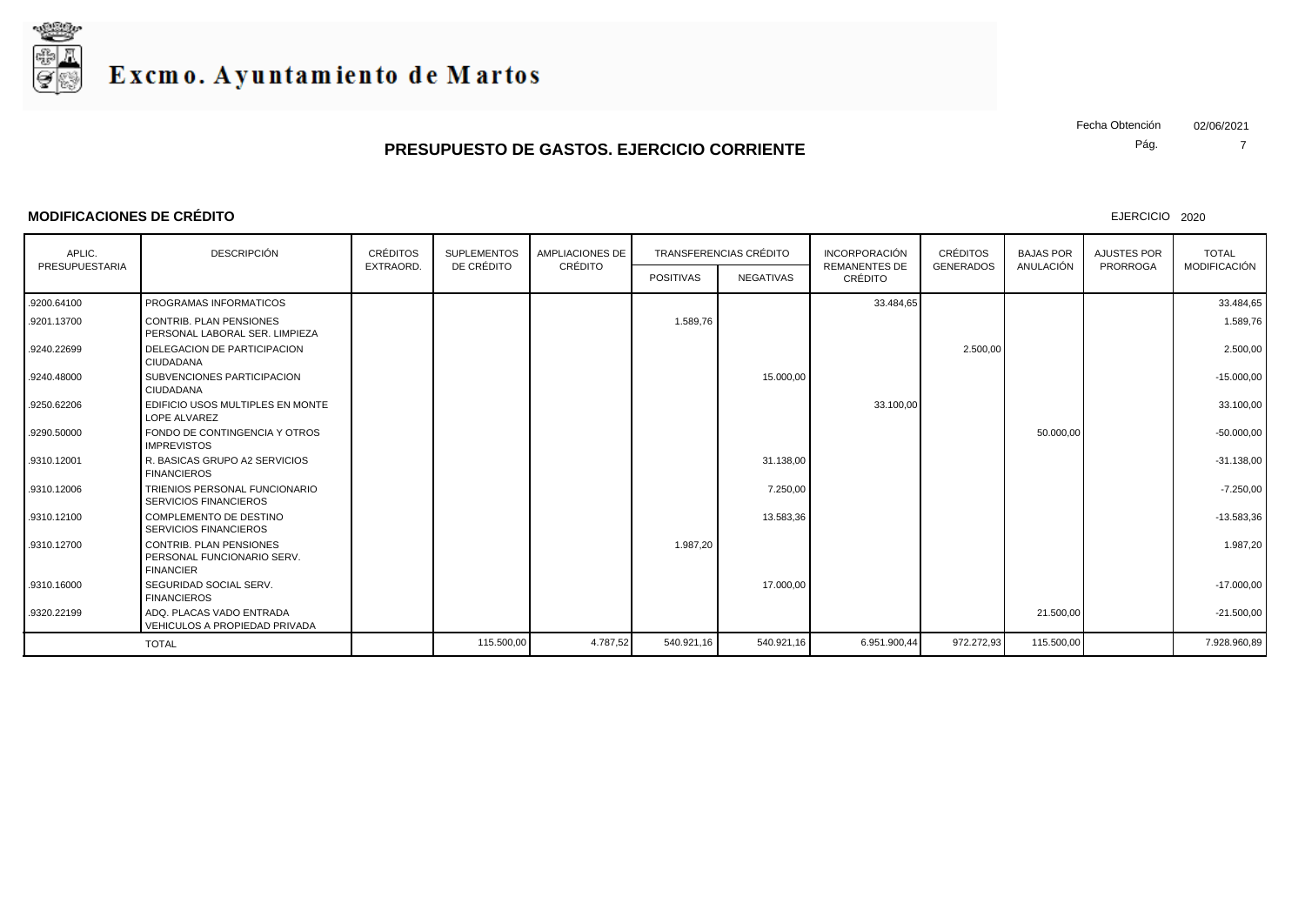# Excmo. Ayuntamiento de Martos

Fecha Obtención 02/06/2021

## PRESUPUESTO DE GASTOS. EJERCICIO CORRIENTE

### MODIFICACIONES DE CRÉDITO

EJERCICIO 2020

| APLIC. PRESUPUESTARIA | DESCRIPCIÓN | CRÉDITOS EXTRAORD. | SUPLEMENTOS DE CRÉDITO | AMPLIACIONES DE CRÉDITO | TRANSFERENCIAS CRÉDITO | | INCORPORACIÓN REMANENTES DE CRÉDITO | CRÉDITOS GENERADOS | BAJAS POR ANULACIÓN | AJUSTES POR PRORROGA | TOTAL MODIFICACIÓN |
|---|---|---|---|---|---|---|---|---|---|---|---|
| | | | | | POSITIVAS | NEGATIVAS | | | | | |
| .9200.64100 | PROGRAMAS INFORMATICOS | | | | | | 33.484,65 | | | | 33.484,65 |
| .9201.13700 | CONTRIB. PLAN PENSIONES PERSONAL LABORAL SER. LIMPIEZA | | | | 1.589,76 | | | | | | 1.589,76 |
| .9240.22699 | DELEGACION DE PARTICIPACION CIUDADANA | | | | | | | 2.500,00 | | | 2.500,00 |
| .9240.48000 | SUBVENCIONES PARTICIPACION CIUDADANA | | | | | 15.000,00 | | | | | -15.000,00 |
| .9250.62206 | EDIFICIO USOS MULTIPLES EN MONTE LOPE ALVAREZ | | | | | | 33.100,00 | | | | 33.100,00 |
| .9290.50000 | FONDO DE CONTINGENCIA Y OTROS IMPREVISTOS | | | | | | | | 50.000,00 | | -50.000,00 |
| .9310.12001 | R. BASICAS GRUPO A2 SERVICIOS FINANCIEROS | | | | | 31.138,00 | | | | | -31.138,00 |
| .9310.12006 | TRIENIOS PERSONAL FUNCIONARIO SERVICIOS FINANCIEROS | | | | | 7.250,00 | | | | | -7.250,00 |
| .9310.12100 | COMPLEMENTO DE DESTINO SERVICIOS FINANCIEROS | | | | | 13.583,36 | | | | | -13.583,36 |
| .9310.12700 | CONTRIB. PLAN PENSIONES PERSONAL FUNCIONARIO SERV. FINANCIER | | | | 1.987,20 | | | | | | 1.987,20 |
| .9310.16000 | SEGURIDAD SOCIAL SERV. FINANCIEROS | | | | | 17.000,00 | | | | | -17.000,00 |
| .9320.22199 | ADQ. PLACAS VADO ENTRADA VEHICULOS A PROPIEDAD PRIVADA | | | | | | | | 21.500,00 | | -21.500,00 |
| | TOTAL | | 115.500,00 | 4.787,52 | 540.921,16 | 540.921,16 | 6.951.900,44 | 972.272,93 | 115.500,00 | | 7.928.960,89 |